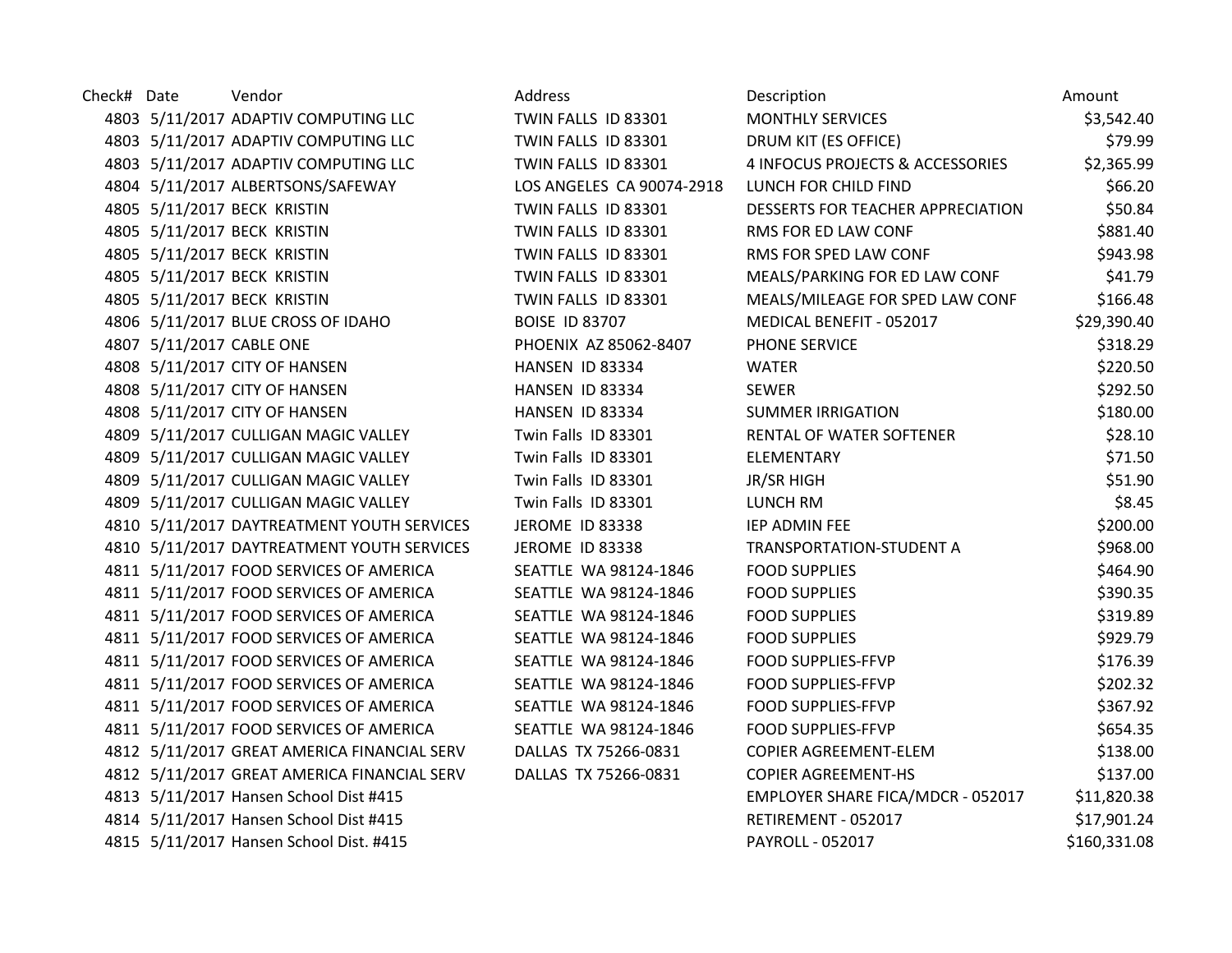| Check# | Date | Vendor | Address | Description | Amount |
|---|---|---|---|---|---|
| 4803 | 5/11/2017 | ADAPTIV COMPUTING LLC | TWIN FALLS ID 83301 | MONTHLY SERVICES | $3,542.40 |
| 4803 | 5/11/2017 | ADAPTIV COMPUTING LLC | TWIN FALLS ID 83301 | DRUM KIT (ES OFFICE) | $79.99 |
| 4803 | 5/11/2017 | ADAPTIV COMPUTING LLC | TWIN FALLS ID 83301 | 4 INFOCUS PROJECTS & ACCESSORIES | $2,365.99 |
| 4804 | 5/11/2017 | ALBERTSONS/SAFEWAY | LOS ANGELES CA 90074-2918 | LUNCH FOR CHILD FIND | $66.20 |
| 4805 | 5/11/2017 | BECK KRISTIN | TWIN FALLS ID 83301 | DESSERTS FOR TEACHER APPRECIATION | $50.84 |
| 4805 | 5/11/2017 | BECK KRISTIN | TWIN FALLS ID 83301 | RMS FOR ED LAW CONF | $881.40 |
| 4805 | 5/11/2017 | BECK KRISTIN | TWIN FALLS ID 83301 | RMS FOR SPED LAW CONF | $943.98 |
| 4805 | 5/11/2017 | BECK KRISTIN | TWIN FALLS ID 83301 | MEALS/PARKING FOR ED LAW CONF | $41.79 |
| 4805 | 5/11/2017 | BECK KRISTIN | TWIN FALLS ID 83301 | MEALS/MILEAGE FOR SPED LAW CONF | $166.48 |
| 4806 | 5/11/2017 | BLUE CROSS OF IDAHO | BOISE ID 83707 | MEDICAL BENEFIT - 052017 | $29,390.40 |
| 4807 | 5/11/2017 | CABLE ONE | PHOENIX AZ 85062-8407 | PHONE SERVICE | $318.29 |
| 4808 | 5/11/2017 | CITY OF HANSEN | HANSEN ID 83334 | WATER | $220.50 |
| 4808 | 5/11/2017 | CITY OF HANSEN | HANSEN ID 83334 | SEWER | $292.50 |
| 4808 | 5/11/2017 | CITY OF HANSEN | HANSEN ID 83334 | SUMMER IRRIGATION | $180.00 |
| 4809 | 5/11/2017 | CULLIGAN MAGIC VALLEY | Twin Falls ID 83301 | RENTAL OF WATER SOFTENER | $28.10 |
| 4809 | 5/11/2017 | CULLIGAN MAGIC VALLEY | Twin Falls ID 83301 | ELEMENTARY | $71.50 |
| 4809 | 5/11/2017 | CULLIGAN MAGIC VALLEY | Twin Falls ID 83301 | JR/SR HIGH | $51.90 |
| 4809 | 5/11/2017 | CULLIGAN MAGIC VALLEY | Twin Falls ID 83301 | LUNCH RM | $8.45 |
| 4810 | 5/11/2017 | DAYTREATMENT YOUTH SERVICES | JEROME ID 83338 | IEP ADMIN FEE | $200.00 |
| 4810 | 5/11/2017 | DAYTREATMENT YOUTH SERVICES | JEROME ID 83338 | TRANSPORTATION-STUDENT A | $968.00 |
| 4811 | 5/11/2017 | FOOD SERVICES OF AMERICA | SEATTLE WA 98124-1846 | FOOD SUPPLIES | $464.90 |
| 4811 | 5/11/2017 | FOOD SERVICES OF AMERICA | SEATTLE WA 98124-1846 | FOOD SUPPLIES | $390.35 |
| 4811 | 5/11/2017 | FOOD SERVICES OF AMERICA | SEATTLE WA 98124-1846 | FOOD SUPPLIES | $319.89 |
| 4811 | 5/11/2017 | FOOD SERVICES OF AMERICA | SEATTLE WA 98124-1846 | FOOD SUPPLIES | $929.79 |
| 4811 | 5/11/2017 | FOOD SERVICES OF AMERICA | SEATTLE WA 98124-1846 | FOOD SUPPLIES-FFVP | $176.39 |
| 4811 | 5/11/2017 | FOOD SERVICES OF AMERICA | SEATTLE WA 98124-1846 | FOOD SUPPLIES-FFVP | $202.32 |
| 4811 | 5/11/2017 | FOOD SERVICES OF AMERICA | SEATTLE WA 98124-1846 | FOOD SUPPLIES-FFVP | $367.92 |
| 4811 | 5/11/2017 | FOOD SERVICES OF AMERICA | SEATTLE WA 98124-1846 | FOOD SUPPLIES-FFVP | $654.35 |
| 4812 | 5/11/2017 | GREAT AMERICA FINANCIAL SERV | DALLAS TX 75266-0831 | COPIER AGREEMENT-ELEM | $138.00 |
| 4812 | 5/11/2017 | GREAT AMERICA FINANCIAL SERV | DALLAS TX 75266-0831 | COPIER AGREEMENT-HS | $137.00 |
| 4813 | 5/11/2017 | Hansen School Dist #415 | | EMPLOYER SHARE FICA/MDCR - 052017 | $11,820.38 |
| 4814 | 5/11/2017 | Hansen School Dist #415 | | RETIREMENT - 052017 | $17,901.24 |
| 4815 | 5/11/2017 | Hansen School Dist. #415 | | PAYROLL - 052017 | $160,331.08 |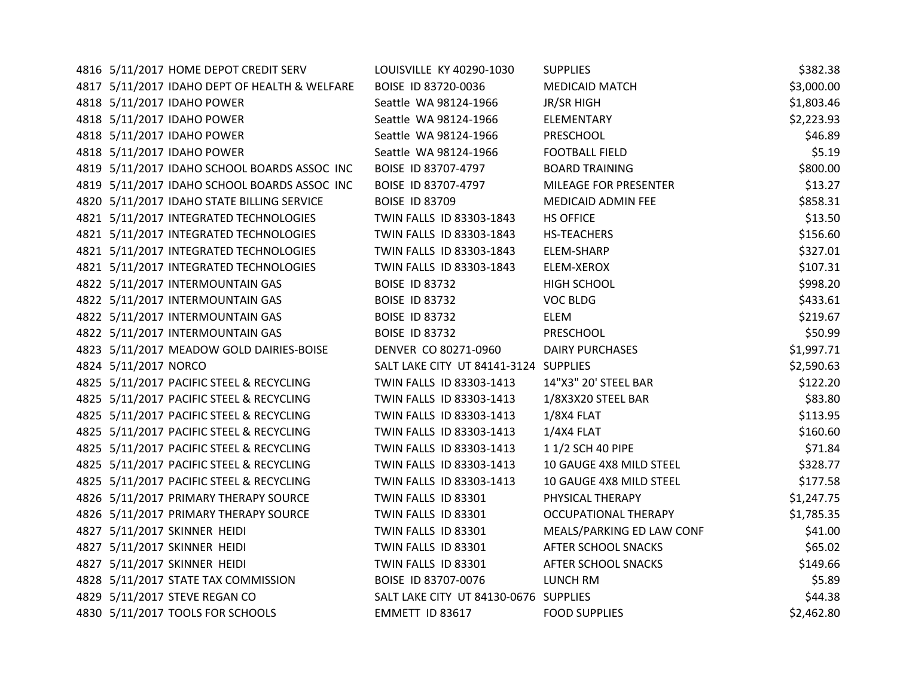| | | | | | |
|---|---|---|---|---|---|
| 4816 | 5/11/2017 | HOME DEPOT CREDIT SERV | LOUISVILLE KY 40290-1030 | SUPPLIES | $382.38 |
| 4817 | 5/11/2017 | IDAHO DEPT OF HEALTH & WELFARE | BOISE ID 83720-0036 | MEDICAID MATCH | $3,000.00 |
| 4818 | 5/11/2017 | IDAHO POWER | Seattle WA 98124-1966 | JR/SR HIGH | $1,803.46 |
| 4818 | 5/11/2017 | IDAHO POWER | Seattle WA 98124-1966 | ELEMENTARY | $2,223.93 |
| 4818 | 5/11/2017 | IDAHO POWER | Seattle WA 98124-1966 | PRESCHOOL | $46.89 |
| 4818 | 5/11/2017 | IDAHO POWER | Seattle WA 98124-1966 | FOOTBALL FIELD | $5.19 |
| 4819 | 5/11/2017 | IDAHO SCHOOL BOARDS ASSOC INC | BOISE ID 83707-4797 | BOARD TRAINING | $800.00 |
| 4819 | 5/11/2017 | IDAHO SCHOOL BOARDS ASSOC INC | BOISE ID 83707-4797 | MILEAGE FOR PRESENTER | $13.27 |
| 4820 | 5/11/2017 | IDAHO STATE BILLING SERVICE | BOISE ID 83709 | MEDICAID ADMIN FEE | $858.31 |
| 4821 | 5/11/2017 | INTEGRATED TECHNOLOGIES | TWIN FALLS ID 83303-1843 | HS OFFICE | $13.50 |
| 4821 | 5/11/2017 | INTEGRATED TECHNOLOGIES | TWIN FALLS ID 83303-1843 | HS-TEACHERS | $156.60 |
| 4821 | 5/11/2017 | INTEGRATED TECHNOLOGIES | TWIN FALLS ID 83303-1843 | ELEM-SHARP | $327.01 |
| 4821 | 5/11/2017 | INTEGRATED TECHNOLOGIES | TWIN FALLS ID 83303-1843 | ELEM-XEROX | $107.31 |
| 4822 | 5/11/2017 | INTERMOUNTAIN GAS | BOISE ID 83732 | HIGH SCHOOL | $998.20 |
| 4822 | 5/11/2017 | INTERMOUNTAIN GAS | BOISE ID 83732 | VOC BLDG | $433.61 |
| 4822 | 5/11/2017 | INTERMOUNTAIN GAS | BOISE ID 83732 | ELEM | $219.67 |
| 4822 | 5/11/2017 | INTERMOUNTAIN GAS | BOISE ID 83732 | PRESCHOOL | $50.99 |
| 4823 | 5/11/2017 | MEADOW GOLD DAIRIES-BOISE | DENVER CO 80271-0960 | DAIRY PURCHASES | $1,997.71 |
| 4824 | 5/11/2017 | NORCO | SALT LAKE CITY UT 84141-3124 | SUPPLIES | $2,590.63 |
| 4825 | 5/11/2017 | PACIFIC STEEL & RECYCLING | TWIN FALLS ID 83303-1413 | 14"X3" 20' STEEL BAR | $122.20 |
| 4825 | 5/11/2017 | PACIFIC STEEL & RECYCLING | TWIN FALLS ID 83303-1413 | 1/8X3X20 STEEL BAR | $83.80 |
| 4825 | 5/11/2017 | PACIFIC STEEL & RECYCLING | TWIN FALLS ID 83303-1413 | 1/8X4 FLAT | $113.95 |
| 4825 | 5/11/2017 | PACIFIC STEEL & RECYCLING | TWIN FALLS ID 83303-1413 | 1/4X4 FLAT | $160.60 |
| 4825 | 5/11/2017 | PACIFIC STEEL & RECYCLING | TWIN FALLS ID 83303-1413 | 1 1/2 SCH 40 PIPE | $71.84 |
| 4825 | 5/11/2017 | PACIFIC STEEL & RECYCLING | TWIN FALLS ID 83303-1413 | 10 GAUGE 4X8 MILD STEEL | $328.77 |
| 4825 | 5/11/2017 | PACIFIC STEEL & RECYCLING | TWIN FALLS ID 83303-1413 | 10 GAUGE 4X8 MILD STEEL | $177.58 |
| 4826 | 5/11/2017 | PRIMARY THERAPY SOURCE | TWIN FALLS ID 83301 | PHYSICAL THERAPY | $1,247.75 |
| 4826 | 5/11/2017 | PRIMARY THERAPY SOURCE | TWIN FALLS ID 83301 | OCCUPATIONAL THERAPY | $1,785.35 |
| 4827 | 5/11/2017 | SKINNER HEIDI | TWIN FALLS ID 83301 | MEALS/PARKING ED LAW CONF | $41.00 |
| 4827 | 5/11/2017 | SKINNER HEIDI | TWIN FALLS ID 83301 | AFTER SCHOOL SNACKS | $65.02 |
| 4827 | 5/11/2017 | SKINNER HEIDI | TWIN FALLS ID 83301 | AFTER SCHOOL SNACKS | $149.66 |
| 4828 | 5/11/2017 | STATE TAX COMMISSION | BOISE ID 83707-0076 | LUNCH RM | $5.89 |
| 4829 | 5/11/2017 | STEVE REGAN CO | SALT LAKE CITY UT 84130-0676 | SUPPLIES | $44.38 |
| 4830 | 5/11/2017 | TOOLS FOR SCHOOLS | EMMETT ID 83617 | FOOD SUPPLIES | $2,462.80 |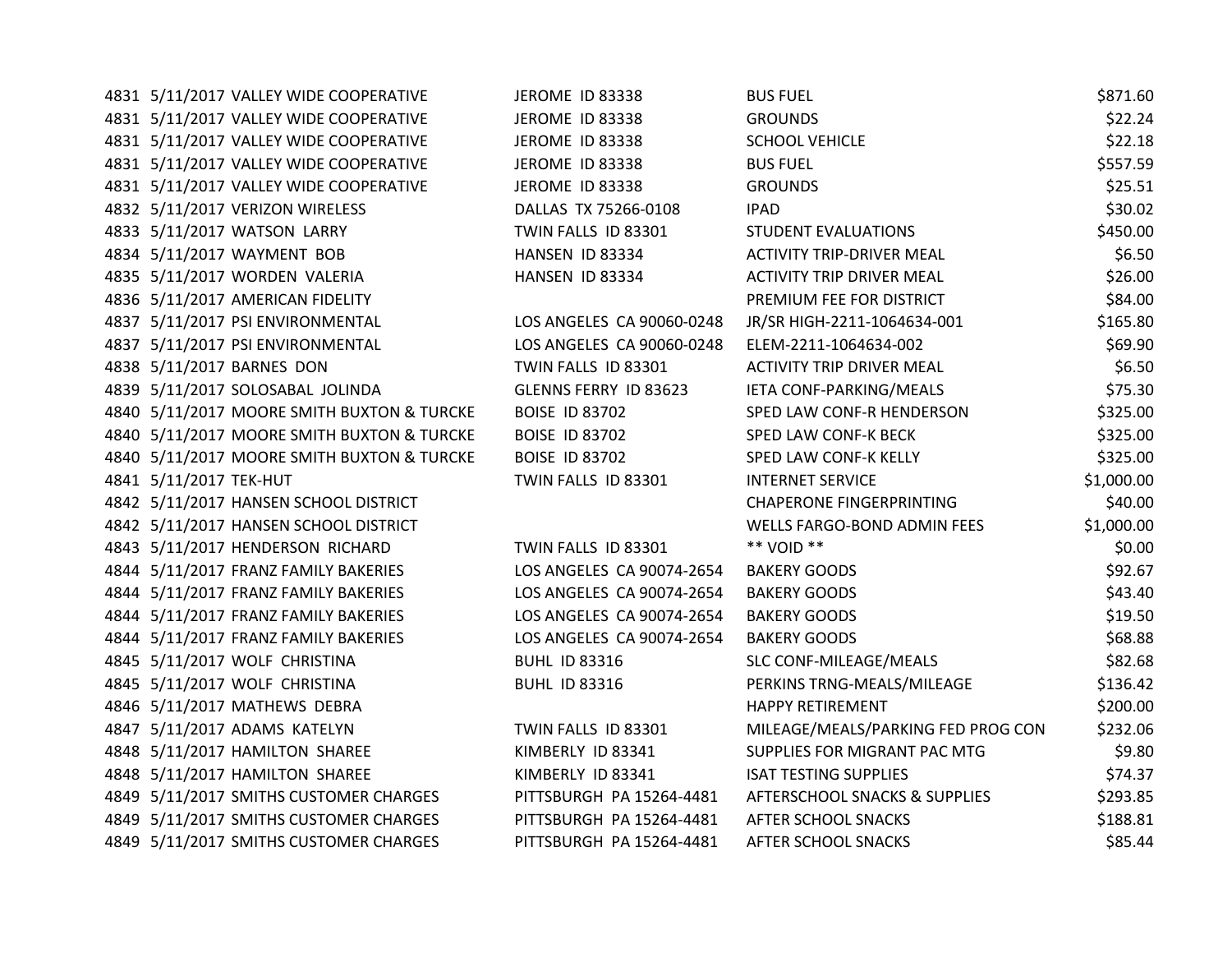| | | | | | |
|---|---|---|---|---|---|
| 4831 | 5/11/2017 | VALLEY WIDE COOPERATIVE | JEROME ID 83338 | BUS FUEL | $871.60 |
| 4831 | 5/11/2017 | VALLEY WIDE COOPERATIVE | JEROME ID 83338 | GROUNDS | $22.24 |
| 4831 | 5/11/2017 | VALLEY WIDE COOPERATIVE | JEROME ID 83338 | SCHOOL VEHICLE | $22.18 |
| 4831 | 5/11/2017 | VALLEY WIDE COOPERATIVE | JEROME ID 83338 | BUS FUEL | $557.59 |
| 4831 | 5/11/2017 | VALLEY WIDE COOPERATIVE | JEROME ID 83338 | GROUNDS | $25.51 |
| 4832 | 5/11/2017 | VERIZON WIRELESS | DALLAS TX 75266-0108 | IPAD | $30.02 |
| 4833 | 5/11/2017 | WATSON LARRY | TWIN FALLS ID 83301 | STUDENT EVALUATIONS | $450.00 |
| 4834 | 5/11/2017 | WAYMENT BOB | HANSEN ID 83334 | ACTIVITY TRIP-DRIVER MEAL | $6.50 |
| 4835 | 5/11/2017 | WORDEN VALERIA | HANSEN ID 83334 | ACTIVITY TRIP DRIVER MEAL | $26.00 |
| 4836 | 5/11/2017 | AMERICAN FIDELITY | | PREMIUM FEE FOR DISTRICT | $84.00 |
| 4837 | 5/11/2017 | PSI ENVIRONMENTAL | LOS ANGELES CA 90060-0248 | JR/SR HIGH-2211-1064634-001 | $165.80 |
| 4837 | 5/11/2017 | PSI ENVIRONMENTAL | LOS ANGELES CA 90060-0248 | ELEM-2211-1064634-002 | $69.90 |
| 4838 | 5/11/2017 | BARNES DON | TWIN FALLS ID 83301 | ACTIVITY TRIP DRIVER MEAL | $6.50 |
| 4839 | 5/11/2017 | SOLOSABAL JOLINDA | GLENNS FERRY ID 83623 | IETA CONF-PARKING/MEALS | $75.30 |
| 4840 | 5/11/2017 | MOORE SMITH BUXTON & TURCKE | BOISE ID 83702 | SPED LAW CONF-R HENDERSON | $325.00 |
| 4840 | 5/11/2017 | MOORE SMITH BUXTON & TURCKE | BOISE ID 83702 | SPED LAW CONF-K BECK | $325.00 |
| 4840 | 5/11/2017 | MOORE SMITH BUXTON & TURCKE | BOISE ID 83702 | SPED LAW CONF-K KELLY | $325.00 |
| 4841 | 5/11/2017 | TEK-HUT | TWIN FALLS ID 83301 | INTERNET SERVICE | $1,000.00 |
| 4842 | 5/11/2017 | HANSEN SCHOOL DISTRICT | | CHAPERONE FINGERPRINTING | $40.00 |
| 4842 | 5/11/2017 | HANSEN SCHOOL DISTRICT | | WELLS FARGO-BOND ADMIN FEES | $1,000.00 |
| 4843 | 5/11/2017 | HENDERSON RICHARD | TWIN FALLS ID 83301 | ** VOID ** | $0.00 |
| 4844 | 5/11/2017 | FRANZ FAMILY BAKERIES | LOS ANGELES CA 90074-2654 | BAKERY GOODS | $92.67 |
| 4844 | 5/11/2017 | FRANZ FAMILY BAKERIES | LOS ANGELES CA 90074-2654 | BAKERY GOODS | $43.40 |
| 4844 | 5/11/2017 | FRANZ FAMILY BAKERIES | LOS ANGELES CA 90074-2654 | BAKERY GOODS | $19.50 |
| 4844 | 5/11/2017 | FRANZ FAMILY BAKERIES | LOS ANGELES CA 90074-2654 | BAKERY GOODS | $68.88 |
| 4845 | 5/11/2017 | WOLF CHRISTINA | BUHL ID 83316 | SLC CONF-MILEAGE/MEALS | $82.68 |
| 4845 | 5/11/2017 | WOLF CHRISTINA | BUHL ID 83316 | PERKINS TRNG-MEALS/MILEAGE | $136.42 |
| 4846 | 5/11/2017 | MATHEWS DEBRA | | HAPPY RETIREMENT | $200.00 |
| 4847 | 5/11/2017 | ADAMS KATELYN | TWIN FALLS ID 83301 | MILEAGE/MEALS/PARKING FED PROG CON | $232.06 |
| 4848 | 5/11/2017 | HAMILTON SHAREE | KIMBERLY ID 83341 | SUPPLIES FOR MIGRANT PAC MTG | $9.80 |
| 4848 | 5/11/2017 | HAMILTON SHAREE | KIMBERLY ID 83341 | ISAT TESTING SUPPLIES | $74.37 |
| 4849 | 5/11/2017 | SMITHS CUSTOMER CHARGES | PITTSBURGH PA 15264-4481 | AFTERSCHOOL SNACKS & SUPPLIES | $293.85 |
| 4849 | 5/11/2017 | SMITHS CUSTOMER CHARGES | PITTSBURGH PA 15264-4481 | AFTER SCHOOL SNACKS | $188.81 |
| 4849 | 5/11/2017 | SMITHS CUSTOMER CHARGES | PITTSBURGH PA 15264-4481 | AFTER SCHOOL SNACKS | $85.44 |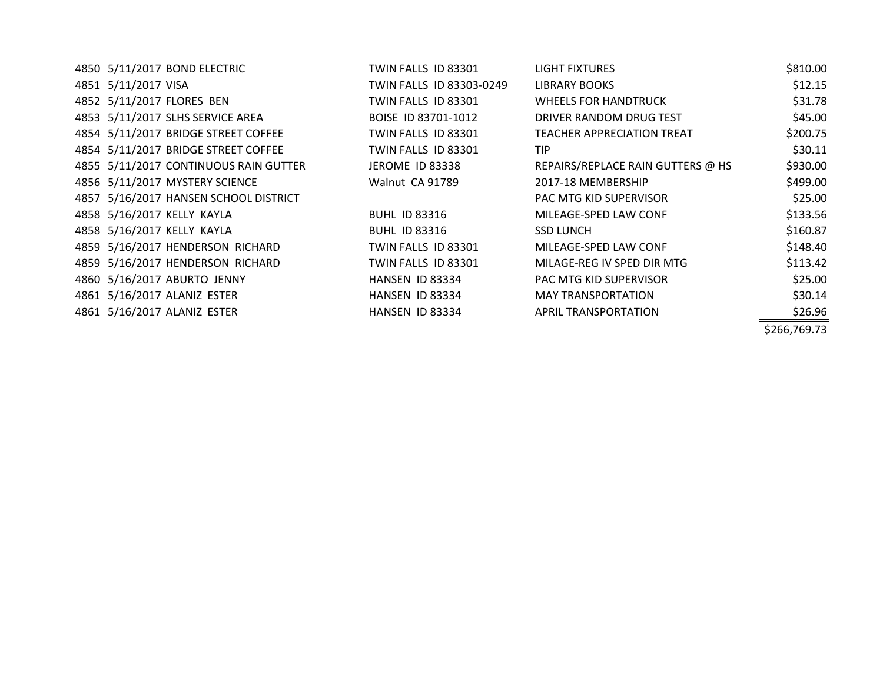| | | | | | |
|---|---|---|---|---|---|
| 4850 | 5/11/2017 | BOND ELECTRIC | TWIN FALLS ID 83301 | LIGHT FIXTURES | $810.00 |
| 4851 | 5/11/2017 | VISA | TWIN FALLS ID 83303-0249 | LIBRARY BOOKS | $12.15 |
| 4852 | 5/11/2017 | FLORES BEN | TWIN FALLS ID 83301 | WHEELS FOR HANDTRUCK | $31.78 |
| 4853 | 5/11/2017 | SLHS SERVICE AREA | BOISE ID 83701-1012 | DRIVER RANDOM DRUG TEST | $45.00 |
| 4854 | 5/11/2017 | BRIDGE STREET COFFEE | TWIN FALLS ID 83301 | TEACHER APPRECIATION TREAT | $200.75 |
| 4854 | 5/11/2017 | BRIDGE STREET COFFEE | TWIN FALLS ID 83301 | TIP | $30.11 |
| 4855 | 5/11/2017 | CONTINUOUS RAIN GUTTER | JEROME ID 83338 | REPAIRS/REPLACE RAIN GUTTERS @ HS | $930.00 |
| 4856 | 5/11/2017 | MYSTERY SCIENCE | Walnut CA 91789 | 2017-18 MEMBERSHIP | $499.00 |
| 4857 | 5/16/2017 | HANSEN SCHOOL DISTRICT | | PAC MTG KID SUPERVISOR | $25.00 |
| 4858 | 5/16/2017 | KELLY KAYLA | BUHL ID 83316 | MILEAGE-SPED LAW CONF | $133.56 |
| 4858 | 5/16/2017 | KELLY KAYLA | BUHL ID 83316 | SSD LUNCH | $160.87 |
| 4859 | 5/16/2017 | HENDERSON RICHARD | TWIN FALLS ID 83301 | MILEAGE-SPED LAW CONF | $148.40 |
| 4859 | 5/16/2017 | HENDERSON RICHARD | TWIN FALLS ID 83301 | MILAGE-REG IV SPED DIR MTG | $113.42 |
| 4860 | 5/16/2017 | ABURTO JENNY | HANSEN ID 83334 | PAC MTG KID SUPERVISOR | $25.00 |
| 4861 | 5/16/2017 | ALANIZ ESTER | HANSEN ID 83334 | MAY TRANSPORTATION | $30.14 |
| 4861 | 5/16/2017 | ALANIZ ESTER | HANSEN ID 83334 | APRIL TRANSPORTATION | $26.96 |
| | | | | | $266,769.73 |